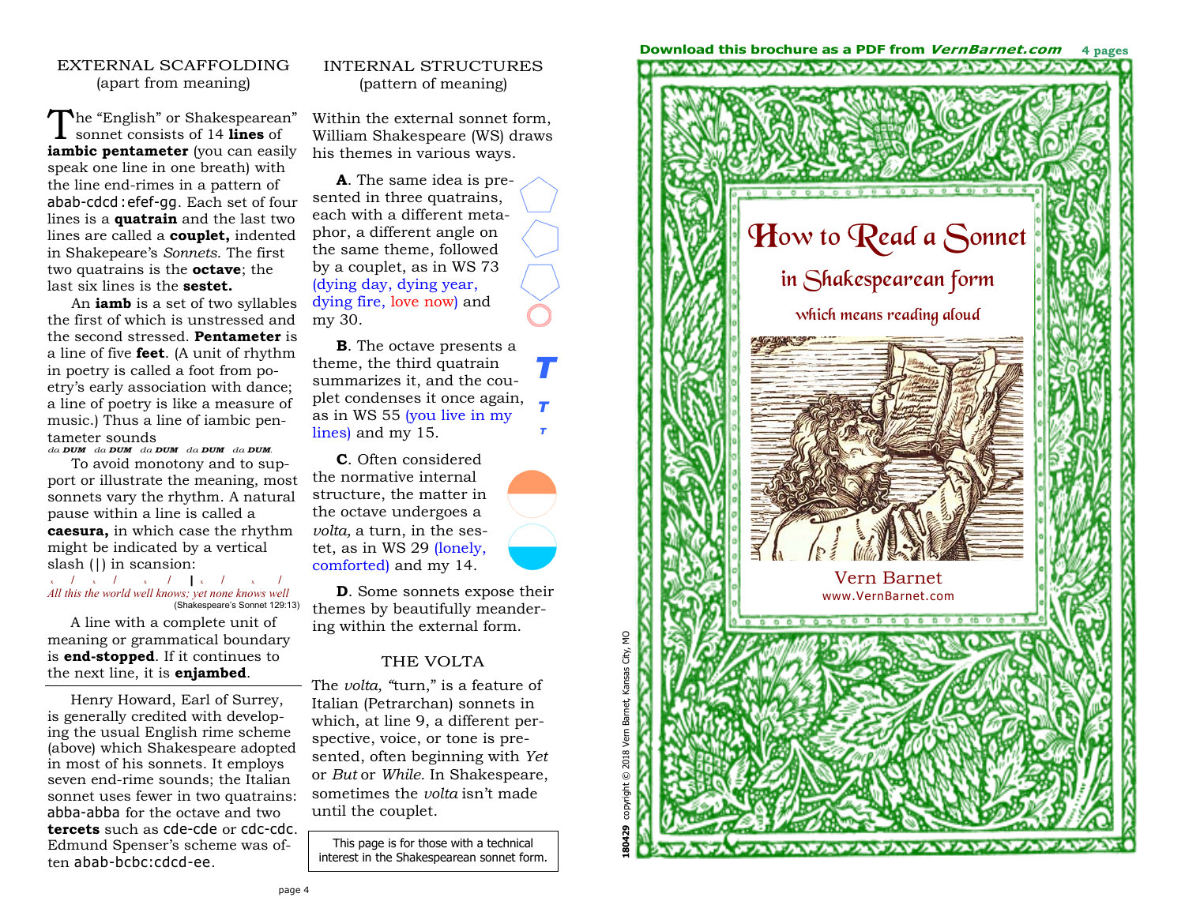## EXTERNAL SCAFFOLDING
(apart from meaning)

The "English" or Shakespearean" sonnet consists of 14 **lines** of **iambic pentameter** (you can easily speak one line in one breath) with the line end-rimes in a pattern of abab-cdcd:efef-gg. Each set of four lines is a **quatrain** and the last two lines are called a **couplet,** indented in Shakespeare's *Sonnets*. The first two quatrains is the **octave**; the last six lines is the **sestet.**

An **iamb** is a set of two syllables the first of which is unstressed and the second stressed. **Pentameter** is a line of five **feet**. (A unit of rhythm in poetry is called a foot from poetry's early association with dance; a line of poetry is like a measure of music.) Thus a line of iambic pentameter sounds
*da* ***DUM*** *da* ***DUM*** *da* ***DUM*** *da* ***DUM*** *da* ***DUM***.

To avoid monotony and to support or illustrate the meaning, most sonnets vary the rhythm. A natural pause within a line is called a **caesura,** in which case the rhythm might be indicated by a vertical slash (|) in scansion:

x / x / x / | x / x /
*All this the world well knows; yet none knows well*
(Shakespeare's Sonnet 129:13)

A line with a complete unit of meaning or grammatical boundary is **end-stopped**. If it continues to the next line, it is **enjambed**.

Henry Howard, Earl of Surrey, is generally credited with developing the usual English rime scheme (above) which Shakespeare adopted in most of his sonnets. It employs seven end-rime sounds; the Italian sonnet uses fewer in two quatrains: abba-abba for the octave and two **tercets** such as cde-cde or cdc-cdc. Edmund Spenser's scheme was often abab-bcbc:cdcd-ee.

## INTERNAL STRUCTURES
(pattern of meaning)

Within the external sonnet form, William Shakespeare (WS) draws his themes in various ways.

**A**. The same idea is presented in three quatrains, each with a different metaphor, a different angle on the same theme, followed by a couplet, as in WS 73 (dying day, dying year, dying fire, love now) and my 30.

**B**. The octave presents a theme, the third quatrain summarizes it, and the couplet condenses it once again, as in WS 55 (you live in my lines) and my 15.

**C**. Often considered the normative internal structure, the matter in the octave undergoes a *volta,* a turn, in the sestet, as in WS 29 (lonely, comforted) and my 14.

**D**. Some sonnets expose their themes by beautifully meandering within the external form.

## THE VOLTA

The *volta,* "turn," is a feature of Italian (Petrarchan) sonnets in which, at line 9, a different perspective, voice, or tone is presented, often beginning with *Yet* or *But* or *While.* In Shakespeare, sometimes the *volta* isn't made until the couplet.

This page is for those with a technical interest in the Shakespearean sonnet form.

---

Download this brochure as a PDF from *VernBarnet.com* 4 pages

# How to Read a Sonnet

## in Shakespearean form

### which means reading aloud

Vern Barnet
www.VernBarnet.com

180429 copyright © 2018 Vern Barnet, Kansas City, MO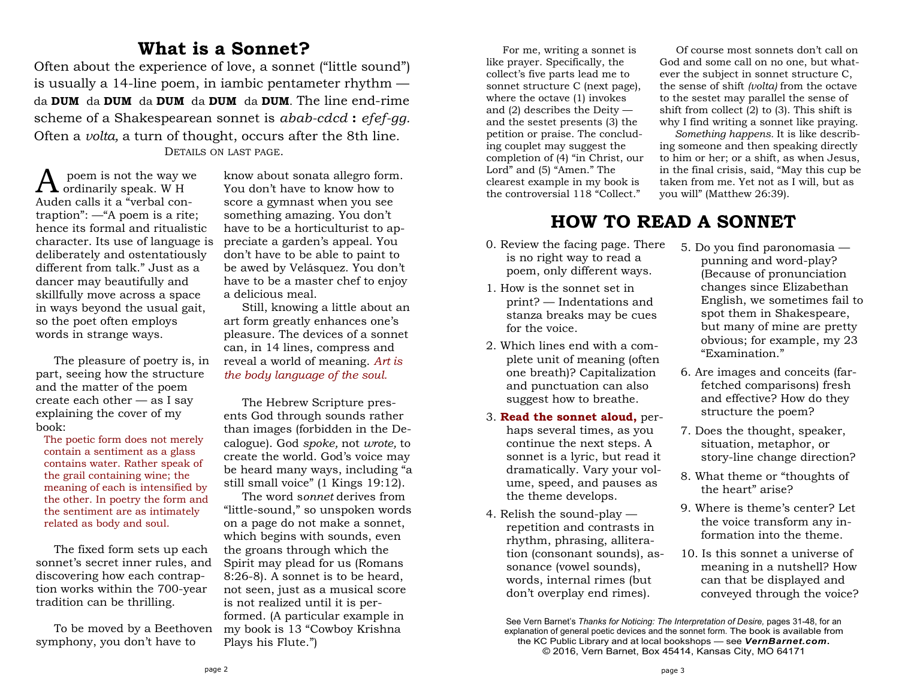# What is a Sonnet?

Often about the experience of love, a sonnet ("little sound") is usually a 14-line poem, in iambic pentameter rhythm — da **DUM** da **DUM** da **DUM** da **DUM** da **DUM**. The line end-rime scheme of a Shakespearean sonnet is *abab-cdcd* **:** *efef-gg.* Often a *volta,* a turn of thought, occurs after the 8th line.

DETAILS ON LAST PAGE.

A poem is not the way we ordinarily speak. W H Auden calls it a "verbal contraption": —"A poem is a rite; hence its formal and ritualistic character. Its use of language is deliberately and ostentatiously different from talk." Just as a dancer may beautifully and skillfully move across a space in ways beyond the usual gait, so the poet often employs words in strange ways.

The pleasure of poetry is, in part, seeing how the structure and the matter of the poem create each other — as I say explaining the cover of my book:

> The poetic form does not merely contain a sentiment as a glass contains water. Rather speak of the grail containing wine; the meaning of each is intensified by the other. In poetry the form and the sentiment are as intimately related as body and soul.

The fixed form sets up each sonnet's secret inner rules, and discovering how each contraption works within the 700-year tradition can be thrilling.

To be moved by a Beethoven symphony, you don't have to know about sonata allegro form. You don't have to know how to score a gymnast when you see something amazing. You don't have to be a horticulturist to appreciate a garden's appeal. You don't have to be able to paint to be awed by Velásquez. You don't have to be a master chef to enjoy a delicious meal.

Still, knowing a little about an art form greatly enhances one's pleasure. The devices of a sonnet can, in 14 lines, compress and reveal a world of meaning. *Art is the body language of the soul.*

The Hebrew Scripture presents God through sounds rather than images (forbidden in the Decalogue). God *spoke,* not *wrote,* to create the world. God's voice may be heard many ways, including "a still small voice" (1 Kings 19:12).

The word s*onnet* derives from "little-sound," so unspoken words on a page do not make a sonnet, which begins with sounds, even the groans through which the Spirit may plead for us (Romans 8:26-8). A sonnet is to be heard, not seen, just as a musical score is not realized until it is performed. (A particular example in my book is 13 "Cowboy Krishna Plays his Flute.")

For me, writing a sonnet is like prayer. Specifically, the collect's five parts lead me to sonnet structure C (next page), where the octave (1) invokes and (2) describes the Deity — and the sestet presents (3) the petition or praise. The concluding couplet may suggest the completion of (4) "in Christ, our Lord" and (5) "Amen." The clearest example in my book is the controversial 118 "Collect."

Of course most sonnets don't call on God and some call on no one, but whatever the subject in sonnet structure C, the sense of shift *(volta)* from the octave to the sestet may parallel the sense of shift from collect (2) to (3). This shift is why I find writing a sonnet like praying.

*Something happens.* It is like describing someone and then speaking directly to him or her; or a shift, as when Jesus, in the final crisis, said, "May this cup be taken from me. Yet not as I will, but as you will" (Matthew 26:39).

# HOW TO READ A SONNET

0. Review the facing page. There is no right way to read a poem, only different ways.
1. How is the sonnet set in print? — Indentations and stanza breaks may be cues for the voice.
2. Which lines end with a complete unit of meaning (often one breath)? Capitalization and punctuation can also suggest how to breathe.
3. **Read the sonnet aloud,** perhaps several times, as you continue the next steps. A sonnet is a lyric, but read it dramatically. Vary your volume, speed, and pauses as the theme develops.
4. Relish the sound-play — repetition and contrasts in rhythm, phrasing, alliteration (consonant sounds), assonance (vowel sounds), words, internal rimes (but don't overplay end rimes).
5. Do you find paronomasia — punning and word-play? (Because of pronunciation changes since Elizabethan English, we sometimes fail to spot them in Shakespeare, but many of mine are pretty obvious; for example, my 23 "Examination."
6. Are images and conceits (far-fetched comparisons) fresh and effective? How do they structure the poem?
7. Does the thought, speaker, situation, metaphor, or story-line change direction?
8. What theme or "thoughts of the heart" arise?
9. Where is theme's center? Let the voice transform any information into the theme.
10. Is this sonnet a universe of meaning in a nutshell? How can that be displayed and conveyed through the voice?

See Vern Barnet's *Thanks for Noticing: The Interpretation of Desire,* pages 31-48, for an explanation of general poetic devices and the sonnet form. The book is available from the KC Public Library and at local bookshops — see ***VernBarnet.com.***
© 2016, Vern Barnet, Box 45414, Kansas City, MO 64171